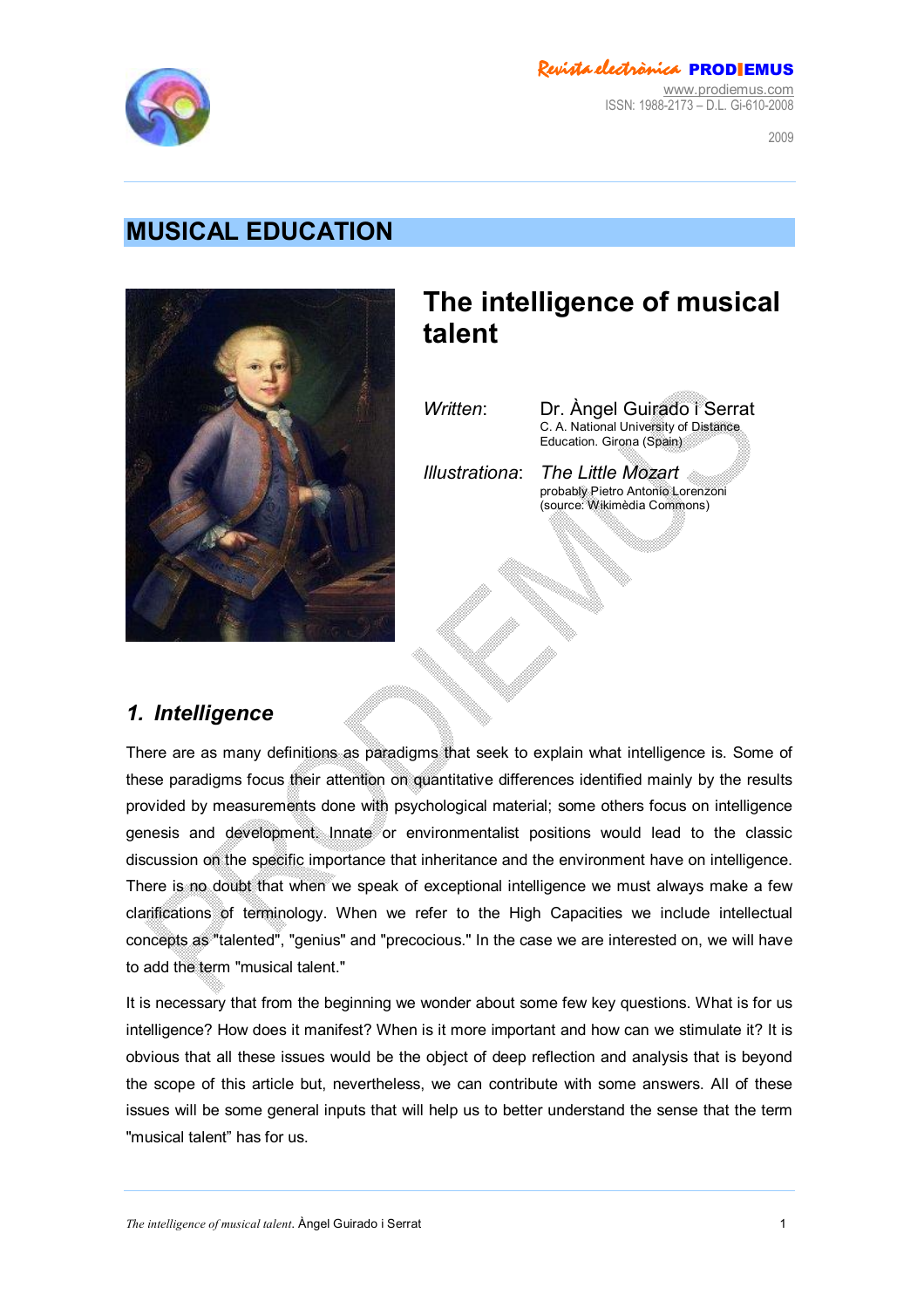# MUSICAL EDUCATION

## The intelligence of musical talent

*Written*: Dr. Àngel Guirado i Serrat
C. A. National University of Distance Education. Girona (Spain)

*Illustrationa*: *The Little Mozart*
probably Pietro Antonio Lorenzoni
(source: Wikimèdia Commons)

### 1. *Intelligence*

There are as many definitions as paradigms that seek to explain what intelligence is. Some of these paradigms focus their attention on quantitative differences identified mainly by the results provided by measurements done with psychological material; some others focus on intelligence genesis and development. Innate or environmentalist positions would lead to the classic discussion on the specific importance that inheritance and the environment have on intelligence. There is no doubt that when we speak of exceptional intelligence we must always make a few clarifications of terminology. When we refer to the High Capacities we include intellectual concepts as "talented", "genius" and "precocious." In the case we are interested on, we will have to add the term "musical talent."

It is necessary that from the beginning we wonder about some few key questions. What is for us intelligence? How does it manifest? When is it more important and how can we stimulate it? It is obvious that all these issues would be the object of deep reflection and analysis that is beyond the scope of this article but, nevertheless, we can contribute with some answers. All of these issues will be some general inputs that will help us to better understand the sense that the term "musical talent" has for us.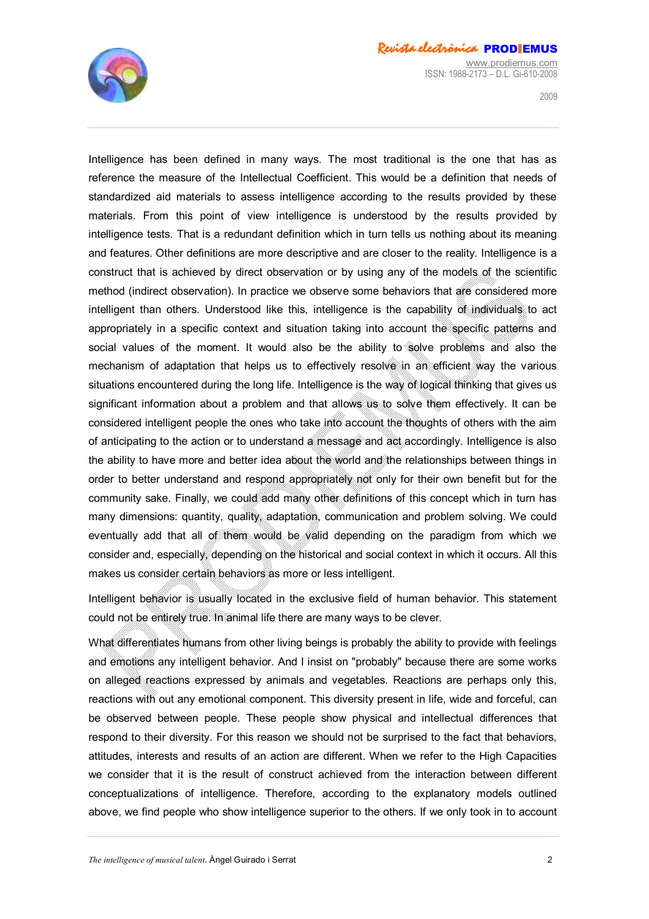Intelligence has been defined in many ways. The most traditional is the one that has as reference the measure of the Intellectual Coefficient. This would be a definition that needs of standardized aid materials to assess intelligence according to the results provided by these materials. From this point of view intelligence is understood by the results provided by intelligence tests. That is a redundant definition which in turn tells us nothing about its meaning and features. Other definitions are more descriptive and are closer to the reality. Intelligence is a construct that is achieved by direct observation or by using any of the models of the scientific method (indirect observation). In practice we observe some behaviors that are considered more intelligent than others. Understood like this, intelligence is the capability of individuals to act appropriately in a specific context and situation taking into account the specific patterns and social values of the moment. It would also be the ability to solve problems and also the mechanism of adaptation that helps us to effectively resolve in an efficient way the various situations encountered during the long life. Intelligence is the way of logical thinking that gives us significant information about a problem and that allows us to solve them effectively. It can be considered intelligent people the ones who take into account the thoughts of others with the aim of anticipating to the action or to understand a message and act accordingly. Intelligence is also the ability to have more and better idea about the world and the relationships between things in order to better understand and respond appropriately not only for their own benefit but for the community sake. Finally, we could add many other definitions of this concept which in turn has many dimensions: quantity, quality, adaptation, communication and problem solving. We could eventually add that all of them would be valid depending on the paradigm from which we consider and, especially, depending on the historical and social context in which it occurs. All this makes us consider certain behaviors as more or less intelligent.

Intelligent behavior is usually located in the exclusive field of human behavior. This statement could not be entirely true. In animal life there are many ways to be clever.

What differentiates humans from other living beings is probably the ability to provide with feelings and emotions any intelligent behavior. And I insist on "probably" because there are some works on alleged reactions expressed by animals and vegetables. Reactions are perhaps only this, reactions with out any emotional component. This diversity present in life, wide and forceful, can be observed between people. These people show physical and intellectual differences that respond to their diversity. For this reason we should not be surprised to the fact that behaviors, attitudes, interests and results of an action are different. When we refer to the High Capacities we consider that it is the result of construct achieved from the interaction between different conceptualizations of intelligence. Therefore, according to the explanatory models outlined above, we find people who show intelligence superior to the others. If we only took in to account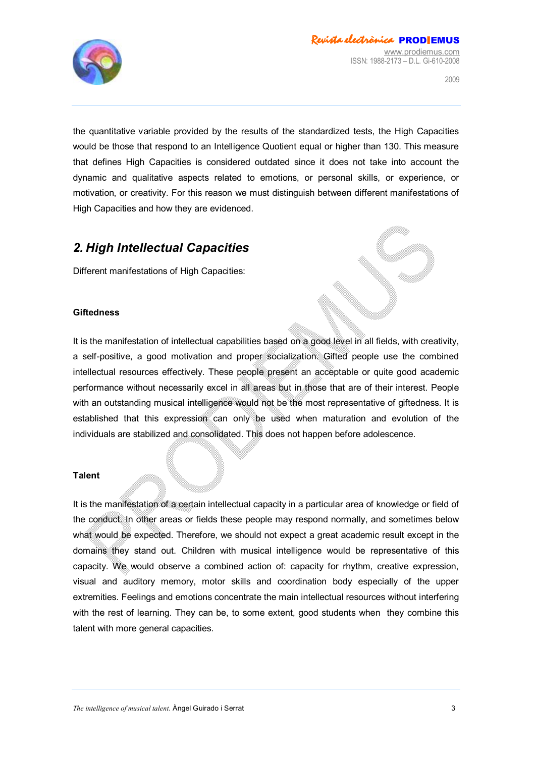the quantitative variable provided by the results of the standardized tests, the High Capacities would be those that respond to an Intelligence Quotient equal or higher than 130. This measure that defines High Capacities is considered outdated since it does not take into account the dynamic and qualitative aspects related to emotions, or personal skills, or experience, or motivation, or creativity. For this reason we must distinguish between different manifestations of High Capacities and how they are evidenced.

## *2. High Intellectual Capacities*

Different manifestations of High Capacities:

**Giftedness**

It is the manifestation of intellectual capabilities based on a good level in all fields, with creativity, a self-positive, a good motivation and proper socialization. Gifted people use the combined intellectual resources effectively. These people present an acceptable or quite good academic performance without necessarily excel in all areas but in those that are of their interest. People with an outstanding musical intelligence would not be the most representative of giftedness. It is established that this expression can only be used when maturation and evolution of the individuals are stabilized and consolidated. This does not happen before adolescence.

**Talent**

It is the manifestation of a certain intellectual capacity in a particular area of knowledge or field of the conduct. In other areas or fields these people may respond normally, and sometimes below what would be expected. Therefore, we should not expect a great academic result except in the domains they stand out. Children with musical intelligence would be representative of this capacity. We would observe a combined action of: capacity for rhythm, creative expression, visual and auditory memory, motor skills and coordination body especially of the upper extremities. Feelings and emotions concentrate the main intellectual resources without interfering with the rest of learning. They can be, to some extent, good students when they combine this talent with more general capacities.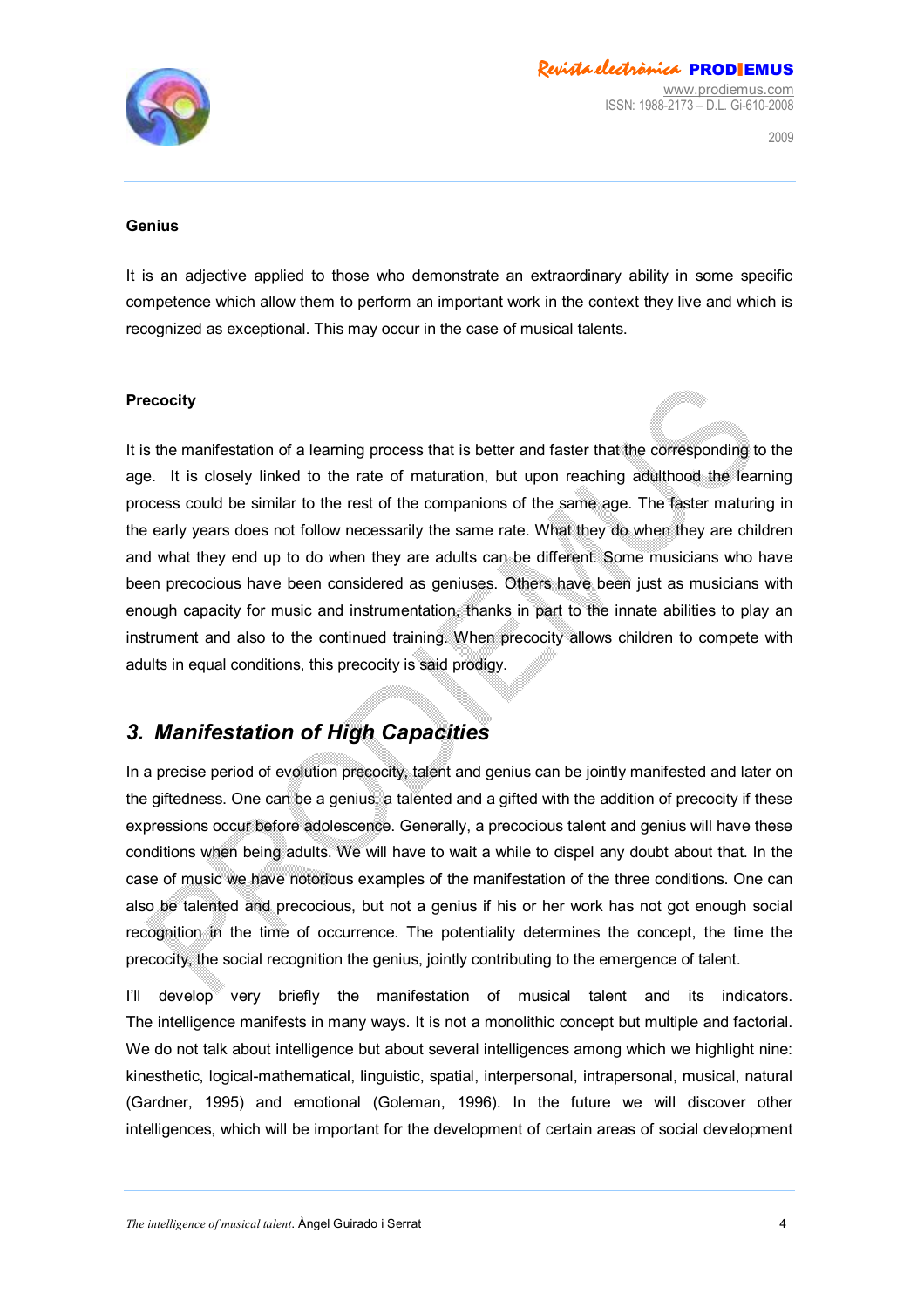**Genius**

It is an adjective applied to those who demonstrate an extraordinary ability in some specific competence which allow them to perform an important work in the context they live and which is recognized as exceptional. This may occur in the case of musical talents.

**Precocity**

It is the manifestation of a learning process that is better and faster that the corresponding to the age. It is closely linked to the rate of maturation, but upon reaching adulthood the learning process could be similar to the rest of the companions of the same age. The faster maturing in the early years does not follow necessarily the same rate. What they do when they are children and what they end up to do when they are adults can be different. Some musicians who have been precocious have been considered as geniuses. Others have been just as musicians with enough capacity for music and instrumentation, thanks in part to the innate abilities to play an instrument and also to the continued training. When precocity allows children to compete with adults in equal conditions, this precocity is said prodigy.

## *3. Manifestation of High Capacities*

In a precise period of evolution precocity, talent and genius can be jointly manifested and later on the giftedness. One can be a genius, a talented and a gifted with the addition of precocity if these expressions occur before adolescence. Generally, a precocious talent and genius will have these conditions when being adults. We will have to wait a while to dispel any doubt about that. In the case of music we have notorious examples of the manifestation of the three conditions. One can also be talented and precocious, but not a genius if his or her work has not got enough social recognition in the time of occurrence. The potentiality determines the concept, the time the precocity, the social recognition the genius, jointly contributing to the emergence of talent.

I'll develop very briefly the manifestation of musical talent and its indicators. The intelligence manifests in many ways. It is not a monolithic concept but multiple and factorial. We do not talk about intelligence but about several intelligences among which we highlight nine: kinesthetic, logical-mathematical, linguistic, spatial, interpersonal, intrapersonal, musical, natural (Gardner, 1995) and emotional (Goleman, 1996). In the future we will discover other intelligences, which will be important for the development of certain areas of social development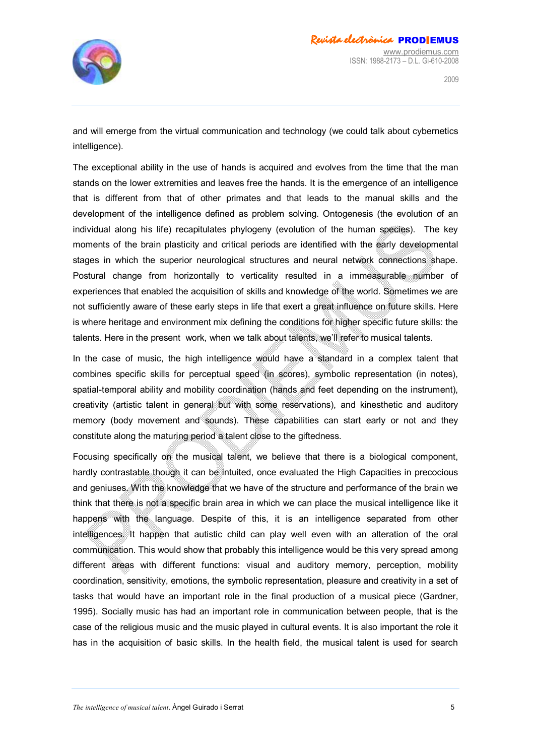and will emerge from the virtual communication and technology (we could talk about cybernetics intelligence).

The exceptional ability in the use of hands is acquired and evolves from the time that the man stands on the lower extremities and leaves free the hands. It is the emergence of an intelligence that is different from that of other primates and that leads to the manual skills and the development of the intelligence defined as problem solving. Ontogenesis (the evolution of an individual along his life) recapitulates phylogeny (evolution of the human species). The key moments of the brain plasticity and critical periods are identified with the early developmental stages in which the superior neurological structures and neural network connections shape. Postural change from horizontally to verticality resulted in a immeasurable number of experiences that enabled the acquisition of skills and knowledge of the world. Sometimes we are not sufficiently aware of these early steps in life that exert a great influence on future skills. Here is where heritage and environment mix defining the conditions for higher specific future skills: the talents. Here in the present work, when we talk about talents, we'll refer to musical talents.

In the case of music, the high intelligence would have a standard in a complex talent that combines specific skills for perceptual speed (in scores), symbolic representation (in notes), spatial-temporal ability and mobility coordination (hands and feet depending on the instrument), creativity (artistic talent in general but with some reservations), and kinesthetic and auditory memory (body movement and sounds). These capabilities can start early or not and they constitute along the maturing period a talent close to the giftedness.

Focusing specifically on the musical talent, we believe that there is a biological component, hardly contrastable though it can be intuited, once evaluated the High Capacities in precocious and geniuses. With the knowledge that we have of the structure and performance of the brain we think that there is not a specific brain area in which we can place the musical intelligence like it happens with the language. Despite of this, it is an intelligence separated from other intelligences. It happen that autistic child can play well even with an alteration of the oral communication. This would show that probably this intelligence would be this very spread among different areas with different functions: visual and auditory memory, perception, mobility coordination, sensitivity, emotions, the symbolic representation, pleasure and creativity in a set of tasks that would have an important role in the final production of a musical piece (Gardner, 1995). Socially music has had an important role in communication between people, that is the case of the religious music and the music played in cultural events. It is also important the role it has in the acquisition of basic skills. In the health field, the musical talent is used for search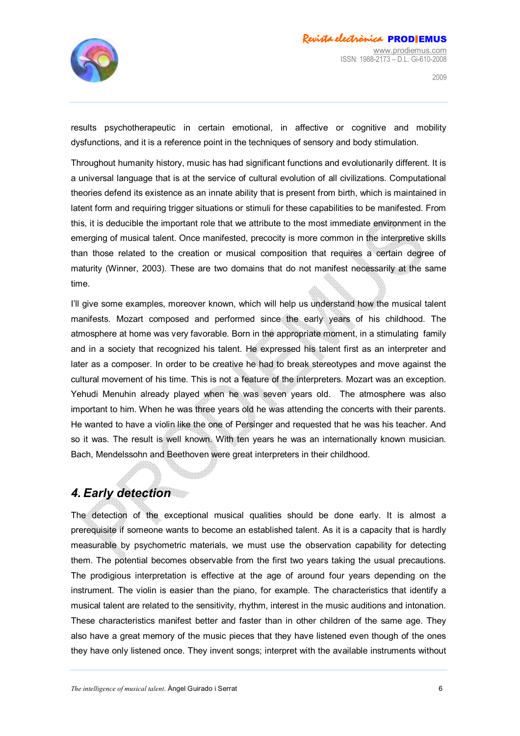results psychotherapeutic in certain emotional, in affective or cognitive and mobility dysfunctions, and it is a reference point in the techniques of sensory and body stimulation.

Throughout humanity history, music has had significant functions and evolutionarily different. It is a universal language that is at the service of cultural evolution of all civilizations. Computational theories defend its existence as an innate ability that is present from birth, which is maintained in latent form and requiring trigger situations or stimuli for these capabilities to be manifested. From this, it is deducible the important role that we attribute to the most immediate environment in the emerging of musical talent. Once manifested, precocity is more common in the interpretive skills than those related to the creation or musical composition that requires a certain degree of maturity (Winner, 2003). These are two domains that do not manifest necessarily at the same time.

I'll give some examples, moreover known, which will help us understand how the musical talent manifests. Mozart composed and performed since the early years of his childhood. The atmosphere at home was very favorable. Born in the appropriate moment, in a stimulating family and in a society that recognized his talent. He expressed his talent first as an interpreter and later as a composer. In order to be creative he had to break stereotypes and move against the cultural movement of his time. This is not a feature of the interpreters. Mozart was an exception. Yehudi Menuhin already played when he was seven years old. The atmosphere was also important to him. When he was three years old he was attending the concerts with their parents. He wanted to have a violin like the one of Persinger and requested that he was his teacher. And so it was. The result is well known. With ten years he was an internationally known musician. Bach, Mendelssohn and Beethoven were great interpreters in their childhood.

## *4. Early detection*

The detection of the exceptional musical qualities should be done early. It is almost a prerequisite if someone wants to become an established talent. As it is a capacity that is hardly measurable by psychometric materials, we must use the observation capability for detecting them. The potential becomes observable from the first two years taking the usual precautions. The prodigious interpretation is effective at the age of around four years depending on the instrument. The violin is easier than the piano, for example. The characteristics that identify a musical talent are related to the sensitivity, rhythm, interest in the music auditions and intonation. These characteristics manifest better and faster than in other children of the same age. They also have a great memory of the music pieces that they have listened even though of the ones they have only listened once. They invent songs; interpret with the available instruments without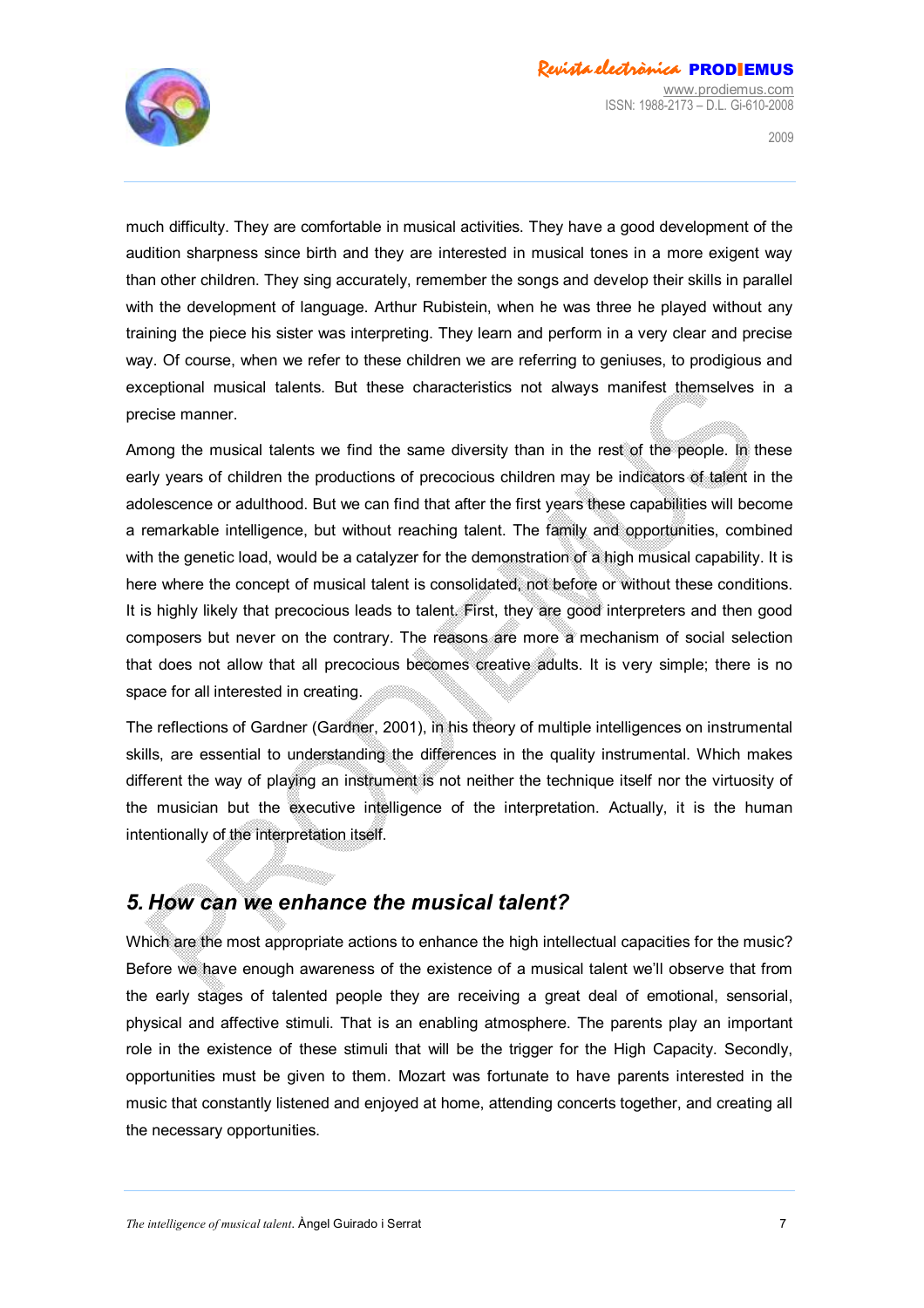much difficulty. They are comfortable in musical activities. They have a good development of the audition sharpness since birth and they are interested in musical tones in a more exigent way than other children. They sing accurately, remember the songs and develop their skills in parallel with the development of language. Arthur Rubistein, when he was three he played without any training the piece his sister was interpreting. They learn and perform in a very clear and precise way. Of course, when we refer to these children we are referring to geniuses, to prodigious and exceptional musical talents. But these characteristics not always manifest themselves in a precise manner.

Among the musical talents we find the same diversity than in the rest of the people. In these early years of children the productions of precocious children may be indicators of talent in the adolescence or adulthood. But we can find that after the first years these capabilities will become a remarkable intelligence, but without reaching talent. The family and opportunities, combined with the genetic load, would be a catalyzer for the demonstration of a high musical capability. It is here where the concept of musical talent is consolidated, not before or without these conditions. It is highly likely that precocious leads to talent. First, they are good interpreters and then good composers but never on the contrary. The reasons are more a mechanism of social selection that does not allow that all precocious becomes creative adults. It is very simple; there is no space for all interested in creating.

The reflections of Gardner (Gardner, 2001), in his theory of multiple intelligences on instrumental skills, are essential to understanding the differences in the quality instrumental. Which makes different the way of playing an instrument is not neither the technique itself nor the virtuosity of the musician but the executive intelligence of the interpretation. Actually, it is the human intentionally of the interpretation itself.

## *5. How can we enhance the musical talent?*

Which are the most appropriate actions to enhance the high intellectual capacities for the music? Before we have enough awareness of the existence of a musical talent we'll observe that from the early stages of talented people they are receiving a great deal of emotional, sensorial, physical and affective stimuli. That is an enabling atmosphere. The parents play an important role in the existence of these stimuli that will be the trigger for the High Capacity. Secondly, opportunities must be given to them. Mozart was fortunate to have parents interested in the music that constantly listened and enjoyed at home, attending concerts together, and creating all the necessary opportunities.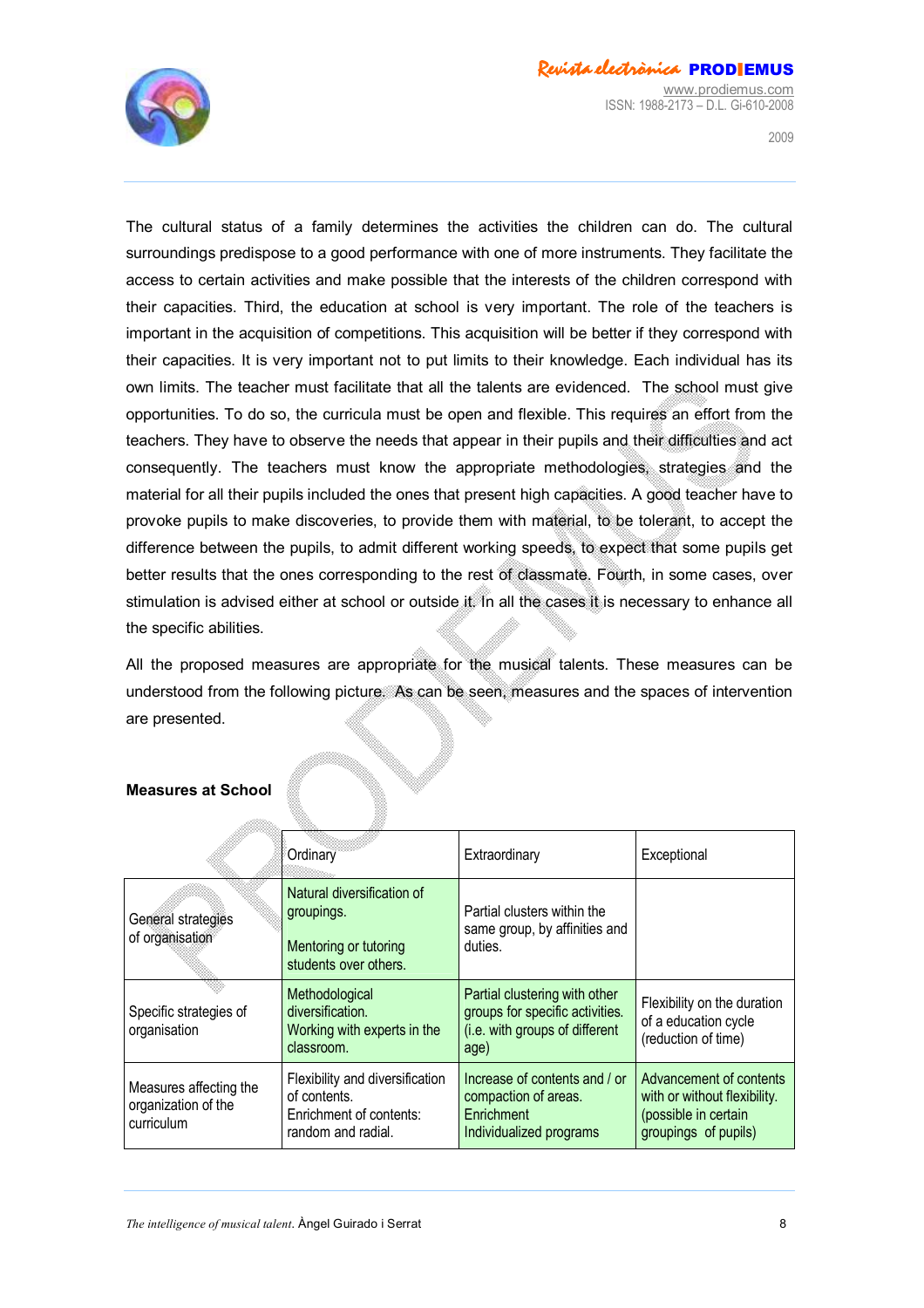The cultural status of a family determines the activities the children can do. The cultural surroundings predispose to a good performance with one of more instruments. They facilitate the access to certain activities and make possible that the interests of the children correspond with their capacities. Third, the education at school is very important. The role of the teachers is important in the acquisition of competitions. This acquisition will be better if they correspond with their capacities. It is very important not to put limits to their knowledge. Each individual has its own limits. The teacher must facilitate that all the talents are evidenced. The school must give opportunities. To do so, the curricula must be open and flexible. This requires an effort from the teachers. They have to observe the needs that appear in their pupils and their difficulties and act consequently. The teachers must know the appropriate methodologies, strategies and the material for all their pupils included the ones that present high capacities. A good teacher have to provoke pupils to make discoveries, to provide them with material, to be tolerant, to accept the difference between the pupils, to admit different working speeds, to expect that some pupils get better results that the ones corresponding to the rest of classmate. Fourth, in some cases, over stimulation is advised either at school or outside it. In all the cases it is necessary to enhance all the specific abilities.

All the proposed measures are appropriate for the musical talents. These measures can be understood from the following picture. As can be seen, measures and the spaces of intervention are presented.

**Measures at School**

| | Ordinary | Extraordinary | Exceptional |
|---|---|---|---|
| General strategies of organisation | Natural diversification of groupings. Mentoring or tutoring students over others. | Partial clusters within the same group, by affinities and duties. | |
| Specific strategies of organisation | Methodological diversification. Working with experts in the classroom. | Partial clustering with other groups for specific activities. (i.e. with groups of different age) | Flexibility on the duration of a education cycle (reduction of time) |
| Measures affecting the organization of the curriculum | Flexibility and diversification of contents. Enrichment of contents: random and radial. | Increase of contents and / or compaction of areas. Enrichment Individualized programs | Advancement of contents with or without flexibility. (possible in certain groupings of pupils) |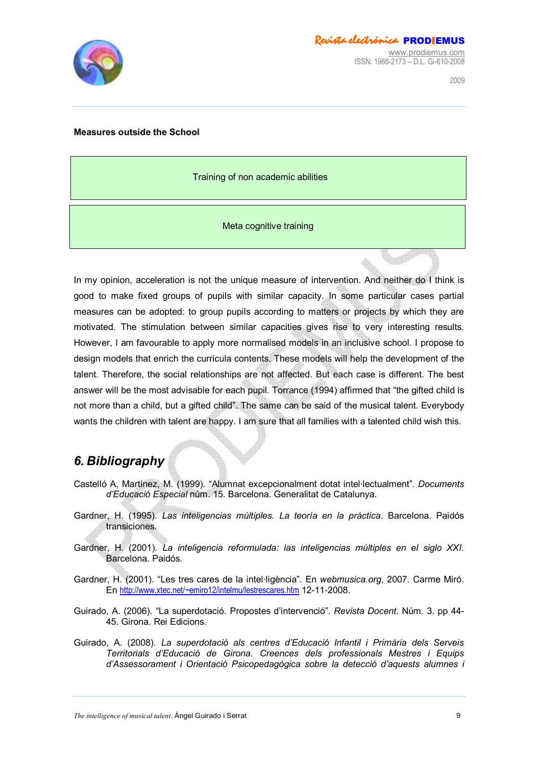**Measures outside the School**

Training of non academic abilities

Meta cognitive training

In my opinion, acceleration is not the unique measure of intervention. And neither do I think is good to make fixed groups of pupils with similar capacity. In some particular cases partial measures can be adopted: to group pupils according to matters or projects by which they are motivated. The stimulation between similar capacities gives rise to very interesting results. However, I am favourable to apply more normalised models in an inclusive school. I propose to design models that enrich the curricula contents. These models will help the development of the talent. Therefore, the social relationships are not affected. But each case is different. The best answer will be the most advisable for each pupil. Torrance (1994) affirmed that "the gifted child is not more than a child, but a gifted child". The same can be said of the musical talent. Everybody wants the children with talent are happy. I am sure that all families with a talented child wish this.

## *6. Bibliography*

Castelló A, Martínez, M. (1999). "Alumnat excepcionalment dotat intel·lectualment". *Documents d'Educació Especial* núm. 15. Barcelona. Generalitat de Catalunya.

Gardner, H. (1995). *Las inteligencias múltiples. La teoría en la práctica*. Barcelona. Paidós transiciones.

Gardner, H. (2001). *La inteligencia reformulada: las inteligencias múltiples en el siglo XXI*. Barcelona. Paidós.

Gardner, H. (2001). "Les tres cares de la intel·ligència". En *webmusica.org*, 2007. Carme Miró. En http://www.xtec.net/~emiro12/intelmu/lestrescares.htm 12-11-2008.

Guirado, A. (2006). "La superdotació. Propostes d'intervenció". *Revista Docent*. Núm. 3. pp 44-45. Girona. Rei Edicions.

Guirado, A. (2008). *La superdotació als centres d'Educació Infantil i Primària dels Serveis Territorials d'Educació de Girona. Creences dels professionals Mestres i Equips d'Assessorament i Orientació Psicopedagògica sobre la detecció d'aquests alumnes i*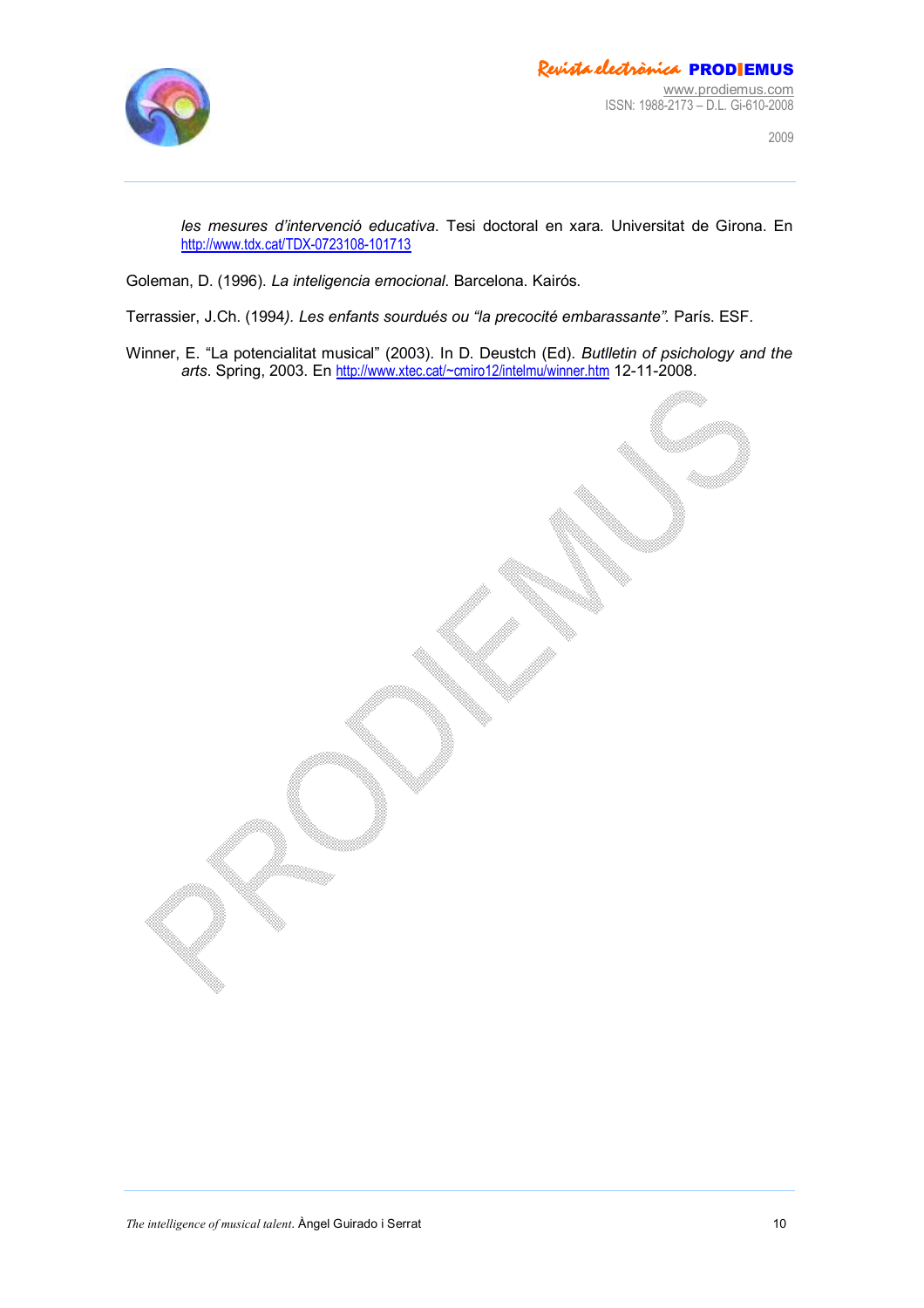*les mesures d'intervenció educativa*. Tesi doctoral en xara. Universitat de Girona. En http://www.tdx.cat/TDX-0723108-101713

Goleman, D. (1996). *La inteligencia emocional*. Barcelona. Kairós.

Terrassier, J.Ch. (1994*). Les enfants sourdués ou "la precocité embarassante"*. París. ESF.

Winner, E. "La potencialitat musical" (2003). In D. Deustch (Ed). *Butlletin of psichology and the arts*. Spring, 2003. En http://www.xtec.cat/~cmiro12/intelmu/winner.htm 12-11-2008.